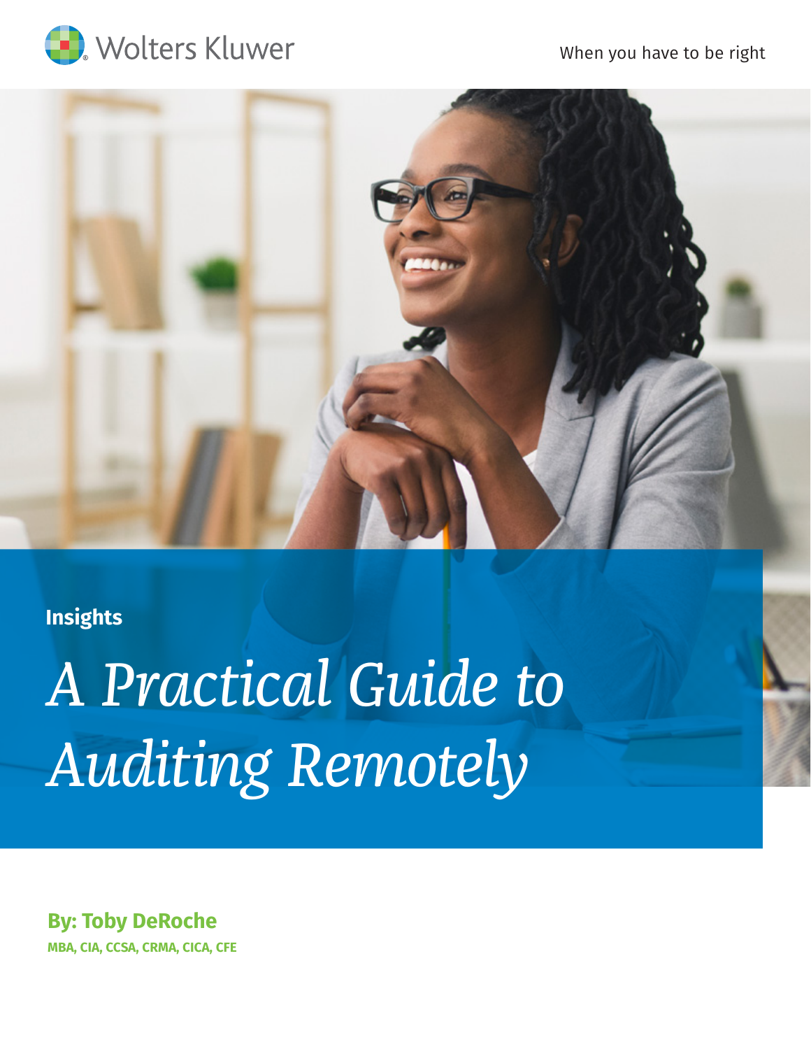Wolters Kluwer

When you have to be right

Insights

# *A Practical Guide to Auditing Remotely*

**By: Toby DeRoche**

**MBA, CIA, CCSA, CRMA, CICA, CFE**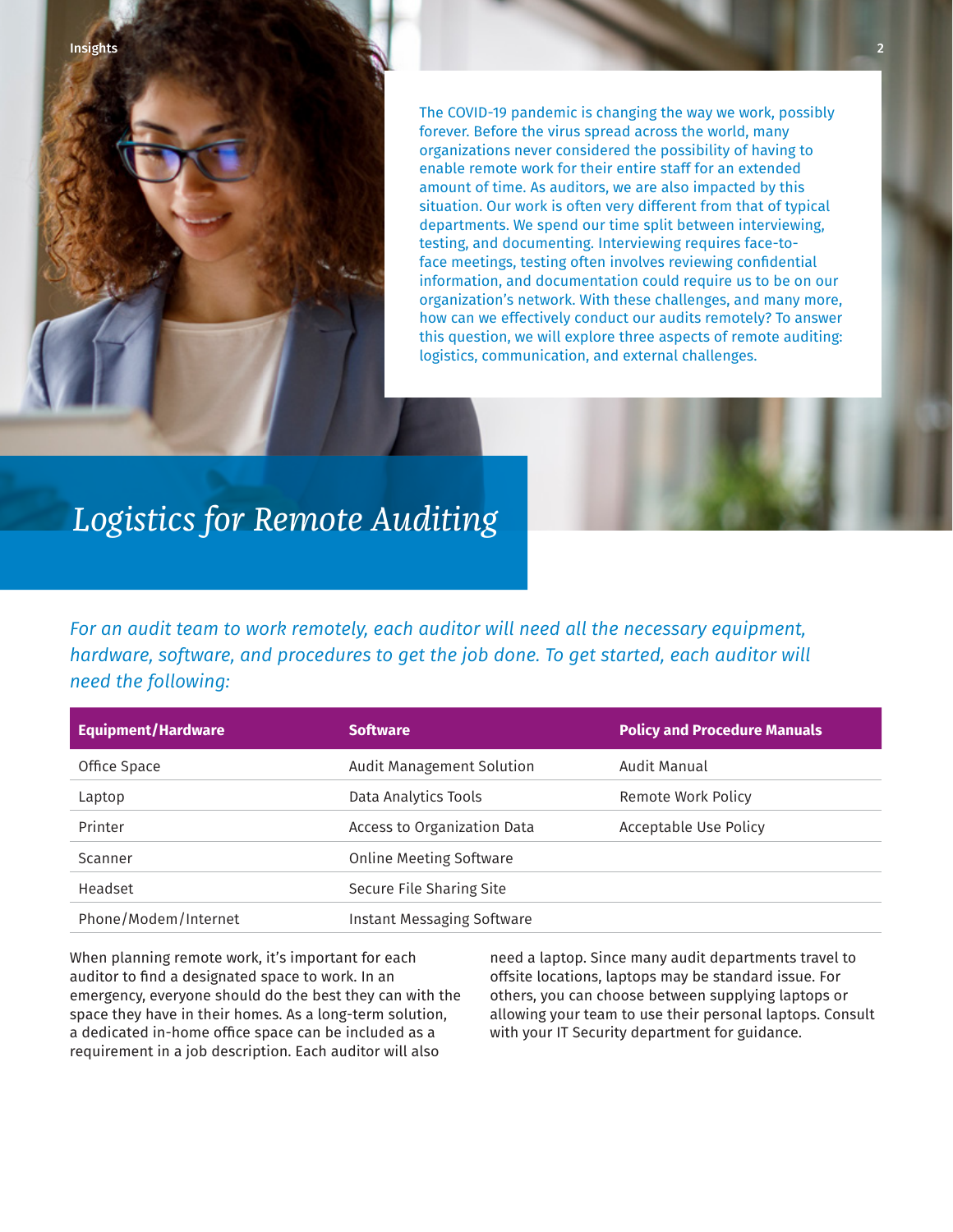The COVID-19 pandemic is changing the way we work, possibly forever. Before the virus spread across the world, many organizations never considered the possibility of having to enable remote work for their entire staff for an extended amount of time. As auditors, we are also impacted by this situation. Our work is often very different from that of typical departments. We spend our time split between interviewing, testing, and documenting. Interviewing requires face-to-face meetings, testing often involves reviewing confidential information, and documentation could require us to be on our organization's network. With these challenges, and many more, how can we effectively conduct our audits remotely? To answer this question, we will explore three aspects of remote auditing: logistics, communication, and external challenges.

## *Logistics for Remote Auditing*

*For an audit team to work remotely, each auditor will need all the necessary equipment, hardware, software, and procedures to get the job done. To get started, each auditor will need the following:*

| Equipment/Hardware | Software | Policy and Procedure Manuals |
|---|---|---|
| Office Space | Audit Management Solution | Audit Manual |
| Laptop | Data Analytics Tools | Remote Work Policy |
| Printer | Access to Organization Data | Acceptable Use Policy |
| Scanner | Online Meeting Software | |
| Headset | Secure File Sharing Site | |
| Phone/Modem/Internet | Instant Messaging Software | |

When planning remote work, it's important for each auditor to find a designated space to work. In an emergency, everyone should do the best they can with the space they have in their homes. As a long-term solution, a dedicated in-home office space can be included as a requirement in a job description. Each auditor will also need a laptop. Since many audit departments travel to offsite locations, laptops may be standard issue. For others, you can choose between supplying laptops or allowing your team to use their personal laptops. Consult with your IT Security department for guidance.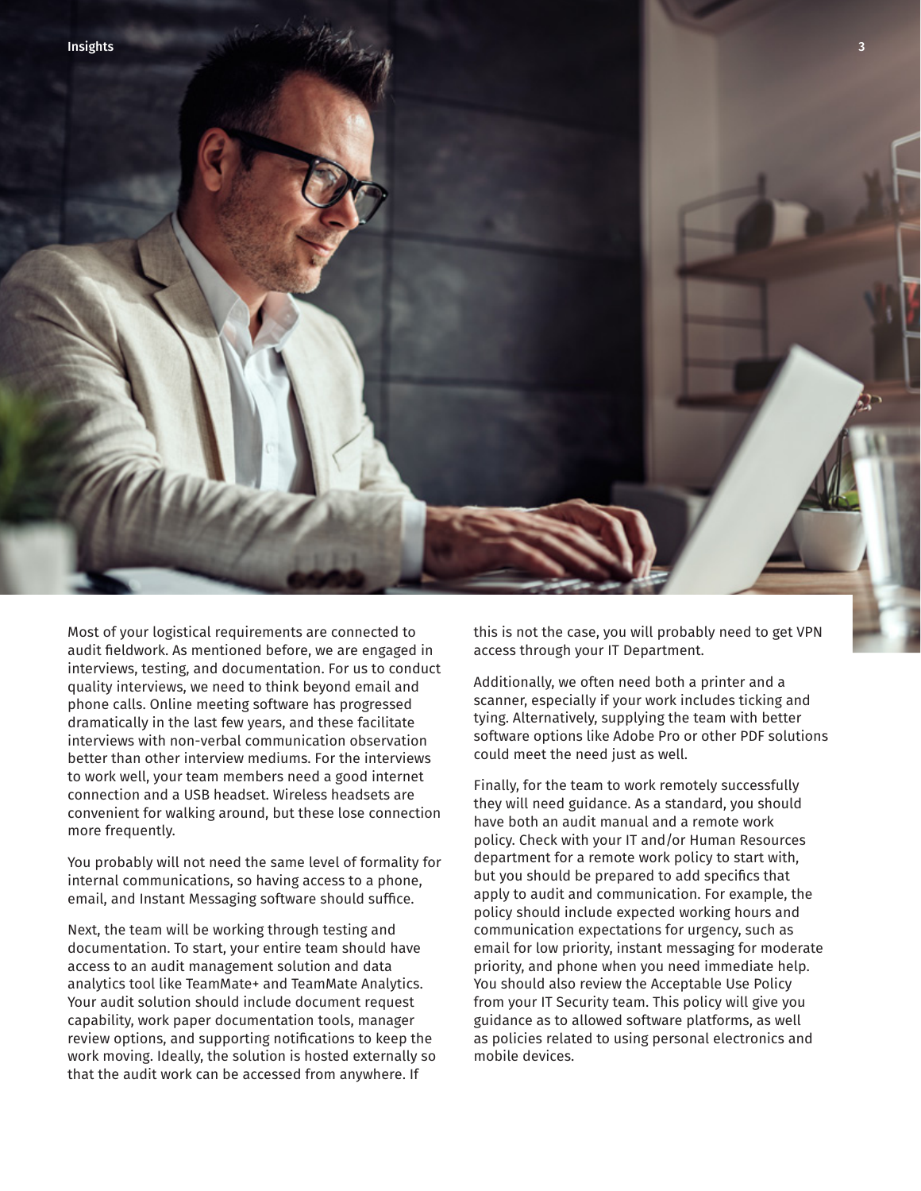Most of your logistical requirements are connected to audit fieldwork. As mentioned before, we are engaged in interviews, testing, and documentation. For us to conduct quality interviews, we need to think beyond email and phone calls. Online meeting software has progressed dramatically in the last few years, and these facilitate interviews with non-verbal communication observation better than other interview mediums. For the interviews to work well, your team members need a good internet connection and a USB headset. Wireless headsets are convenient for walking around, but these lose connection more frequently.

You probably will not need the same level of formality for internal communications, so having access to a phone, email, and Instant Messaging software should suffice.

Next, the team will be working through testing and documentation. To start, your entire team should have access to an audit management solution and data analytics tool like TeamMate+ and TeamMate Analytics. Your audit solution should include document request capability, work paper documentation tools, manager review options, and supporting notifications to keep the work moving. Ideally, the solution is hosted externally so that the audit work can be accessed from anywhere. If this is not the case, you will probably need to get VPN access through your IT Department.

Additionally, we often need both a printer and a scanner, especially if your work includes ticking and tying. Alternatively, supplying the team with better software options like Adobe Pro or other PDF solutions could meet the need just as well.

Finally, for the team to work remotely successfully they will need guidance. As a standard, you should have both an audit manual and a remote work policy. Check with your IT and/or Human Resources department for a remote work policy to start with, but you should be prepared to add specifics that apply to audit and communication. For example, the policy should include expected working hours and communication expectations for urgency, such as email for low priority, instant messaging for moderate priority, and phone when you need immediate help. You should also review the Acceptable Use Policy from your IT Security team. This policy will give you guidance as to allowed software platforms, as well as policies related to using personal electronics and mobile devices.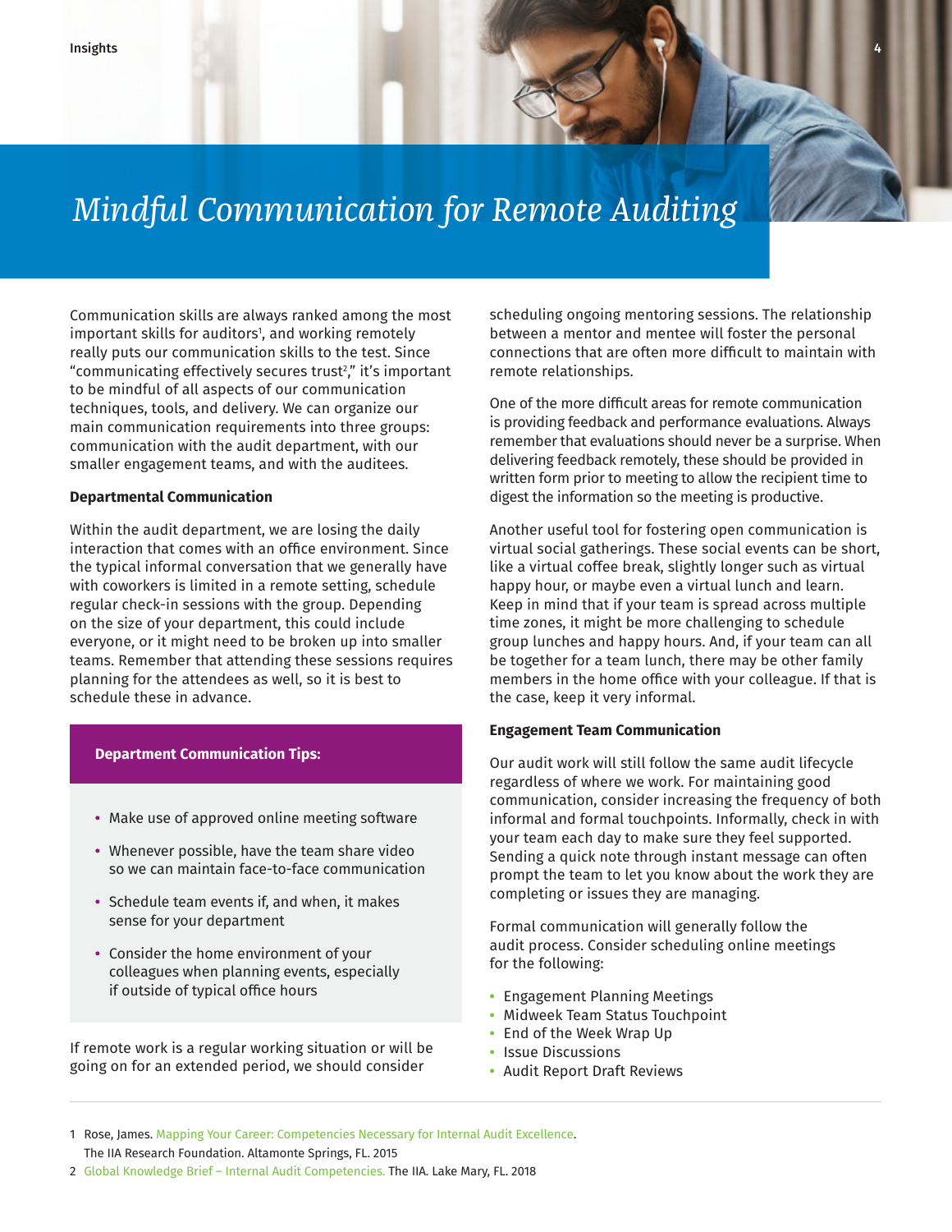# Mindful Communication for Remote Auditing

Communication skills are always ranked among the most important skills for auditors[1], and working remotely really puts our communication skills to the test. Since "communicating effectively secures trust[2]," it's important to be mindful of all aspects of our communication techniques, tools, and delivery. We can organize our main communication requirements into three groups: communication with the audit department, with our smaller engagement teams, and with the auditees.

**Departmental Communication**

Within the audit department, we are losing the daily interaction that comes with an office environment. Since the typical informal conversation that we generally have with coworkers is limited in a remote setting, schedule regular check-in sessions with the group. Depending on the size of your department, this could include everyone, or it might need to be broken up into smaller teams. Remember that attending these sessions requires planning for the attendees as well, so it is best to schedule these in advance.

**Department Communication Tips:**

- Make use of approved online meeting software
- Whenever possible, have the team share video so we can maintain face-to-face communication
- Schedule team events if, and when, it makes sense for your department
- Consider the home environment of your colleagues when planning events, especially if outside of typical office hours

If remote work is a regular working situation or will be going on for an extended period, we should consider scheduling ongoing mentoring sessions. The relationship between a mentor and mentee will foster the personal connections that are often more difficult to maintain with remote relationships.

One of the more difficult areas for remote communication is providing feedback and performance evaluations. Always remember that evaluations should never be a surprise. When delivering feedback remotely, these should be provided in written form prior to meeting to allow the recipient time to digest the information so the meeting is productive.

Another useful tool for fostering open communication is virtual social gatherings. These social events can be short, like a virtual coffee break, slightly longer such as virtual happy hour, or maybe even a virtual lunch and learn. Keep in mind that if your team is spread across multiple time zones, it might be more challenging to schedule group lunches and happy hours. And, if your team can all be together for a team lunch, there may be other family members in the home office with your colleague. If that is the case, keep it very informal.

**Engagement Team Communication**

Our audit work will still follow the same audit lifecycle regardless of where we work. For maintaining good communication, consider increasing the frequency of both informal and formal touchpoints. Informally, check in with your team each day to make sure they feel supported. Sending a quick note through instant message can often prompt the team to let you know about the work they are completing or issues they are managing.

Formal communication will generally follow the audit process. Consider scheduling online meetings for the following:

- Engagement Planning Meetings
- Midweek Team Status Touchpoint
- End of the Week Wrap Up
- Issue Discussions
- Audit Report Draft Reviews

---

1 Rose, James. Mapping Your Career: Competencies Necessary for Internal Audit Excellence. The IIA Research Foundation. Altamonte Springs, FL. 2015

2 Global Knowledge Brief – Internal Audit Competencies. The IIA. Lake Mary, FL. 2018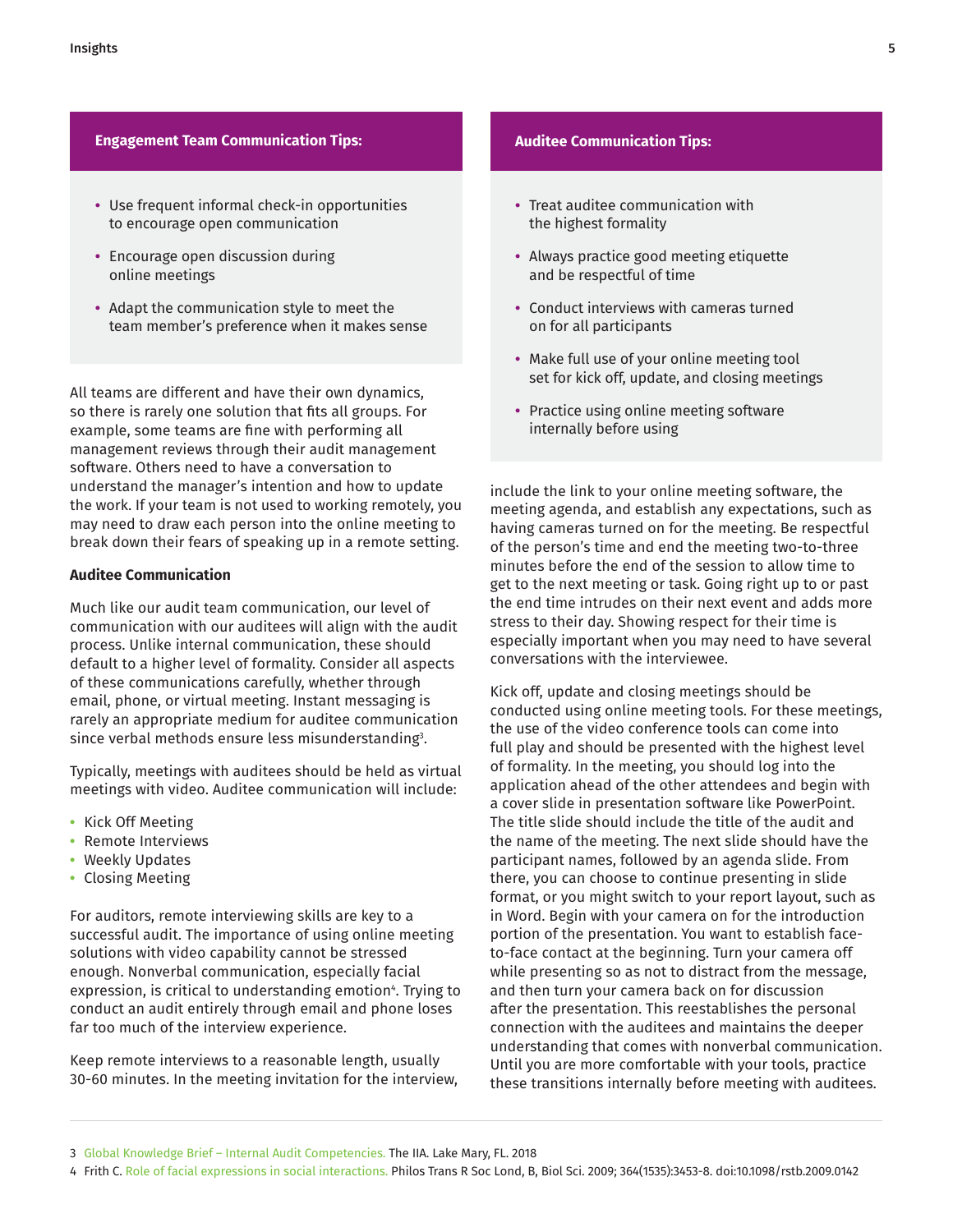**Engagement Team Communication Tips:**

- Use frequent informal check-in opportunities to encourage open communication
- Encourage open discussion during online meetings
- Adapt the communication style to meet the team member's preference when it makes sense

All teams are different and have their own dynamics, so there is rarely one solution that fits all groups. For example, some teams are fine with performing all management reviews through their audit management software. Others need to have a conversation to understand the manager's intention and how to update the work. If your team is not used to working remotely, you may need to draw each person into the online meeting to break down their fears of speaking up in a remote setting.

### Auditee Communication

Much like our audit team communication, our level of communication with our auditees will align with the audit process. Unlike internal communication, these should default to a higher level of formality. Consider all aspects of these communications carefully, whether through email, phone, or virtual meeting. Instant messaging is rarely an appropriate medium for auditee communication since verbal methods ensure less misunderstanding[3].

Typically, meetings with auditees should be held as virtual meetings with video. Auditee communication will include:

- Kick Off Meeting
- Remote Interviews
- Weekly Updates
- Closing Meeting

For auditors, remote interviewing skills are key to a successful audit. The importance of using online meeting solutions with video capability cannot be stressed enough. Nonverbal communication, especially facial expression, is critical to understanding emotion[4]. Trying to conduct an audit entirely through email and phone loses far too much of the interview experience.

Keep remote interviews to a reasonable length, usually 30-60 minutes. In the meeting invitation for the interview, include the link to your online meeting software, the meeting agenda, and establish any expectations, such as having cameras turned on for the meeting. Be respectful of the person's time and end the meeting two-to-three minutes before the end of the session to allow time to get to the next meeting or task. Going right up to or past the end time intrudes on their next event and adds more stress to their day. Showing respect for their time is especially important when you may need to have several conversations with the interviewee.

**Auditee Communication Tips:**

- Treat auditee communication with the highest formality
- Always practice good meeting etiquette and be respectful of time
- Conduct interviews with cameras turned on for all participants
- Make full use of your online meeting tool set for kick off, update, and closing meetings
- Practice using online meeting software internally before using

Kick off, update and closing meetings should be conducted using online meeting tools. For these meetings, the use of the video conference tools can come into full play and should be presented with the highest level of formality. In the meeting, you should log into the application ahead of the other attendees and begin with a cover slide in presentation software like PowerPoint. The title slide should include the title of the audit and the name of the meeting. The next slide should have the participant names, followed by an agenda slide. From there, you can choose to continue presenting in slide format, or you might switch to your report layout, such as in Word. Begin with your camera on for the introduction portion of the presentation. You want to establish face-to-face contact at the beginning. Turn your camera off while presenting so as not to distract from the message, and then turn your camera back on for discussion after the presentation. This reestablishes the personal connection with the auditees and maintains the deeper understanding that comes with nonverbal communication. Until you are more comfortable with your tools, practice these transitions internally before meeting with auditees.

---

3 Global Knowledge Brief – Internal Audit Competencies. The IIA. Lake Mary, FL. 2018

4 Frith C. Role of facial expressions in social interactions. Philos Trans R Soc Lond, B, Biol Sci. 2009; 364(1535):3453-8. doi:10.1098/rstb.2009.0142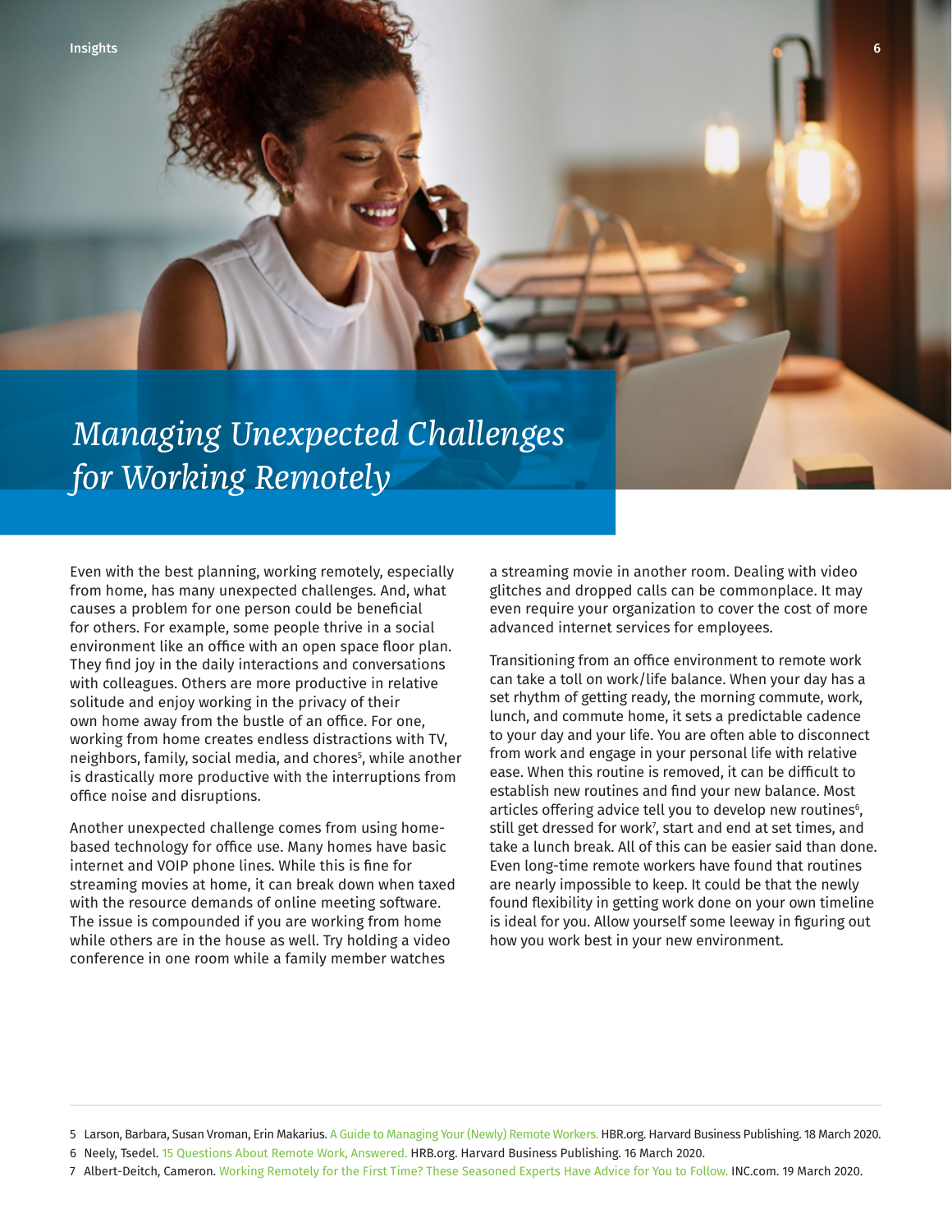# *Managing Unexpected Challenges for Working Remotely*

Even with the best planning, working remotely, especially from home, has many unexpected challenges. And, what causes a problem for one person could be beneficial for others. For example, some people thrive in a social environment like an office with an open space floor plan. They find joy in the daily interactions and conversations with colleagues. Others are more productive in relative solitude and enjoy working in the privacy of their own home away from the bustle of an office. For one, working from home creates endless distractions with TV, neighbors, family, social media, and chores[5], while another is drastically more productive with the interruptions from office noise and disruptions.

Another unexpected challenge comes from using home-based technology for office use. Many homes have basic internet and VOIP phone lines. While this is fine for streaming movies at home, it can break down when taxed with the resource demands of online meeting software. The issue is compounded if you are working from home while others are in the house as well. Try holding a video conference in one room while a family member watches a streaming movie in another room. Dealing with video glitches and dropped calls can be commonplace. It may even require your organization to cover the cost of more advanced internet services for employees.

Transitioning from an office environment to remote work can take a toll on work/life balance. When your day has a set rhythm of getting ready, the morning commute, work, lunch, and commute home, it sets a predictable cadence to your day and your life. You are often able to disconnect from work and engage in your personal life with relative ease. When this routine is removed, it can be difficult to establish new routines and find your new balance. Most articles offering advice tell you to develop new routines[6], still get dressed for work[7], start and end at set times, and take a lunch break. All of this can be easier said than done. Even long-time remote workers have found that routines are nearly impossible to keep. It could be that the newly found flexibility in getting work done on your own timeline is ideal for you. Allow yourself some leeway in figuring out how you work best in your new environment.

---

5 Larson, Barbara, Susan Vroman, Erin Makarius. A Guide to Managing Your (Newly) Remote Workers. HBR.org. Harvard Business Publishing. 18 March 2020.

6 Neely, Tsedel. 15 Questions About Remote Work, Answered. HRB.org. Harvard Business Publishing. 16 March 2020.

7 Albert-Deitch, Cameron. Working Remotely for the First Time? These Seasoned Experts Have Advice for You to Follow. INC.com. 19 March 2020.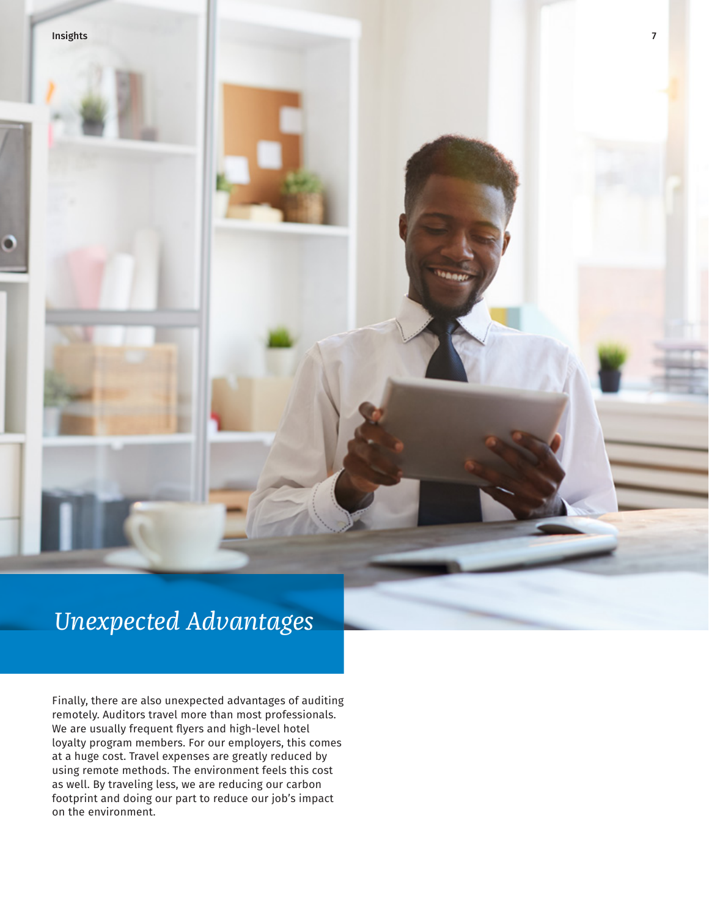## *Unexpected Advantages*

Finally, there are also unexpected advantages of auditing remotely. Auditors travel more than most professionals. We are usually frequent flyers and high-level hotel loyalty program members. For our employers, this comes at a huge cost. Travel expenses are greatly reduced by using remote methods. The environment feels this cost as well. By traveling less, we are reducing our carbon footprint and doing our part to reduce our job's impact on the environment.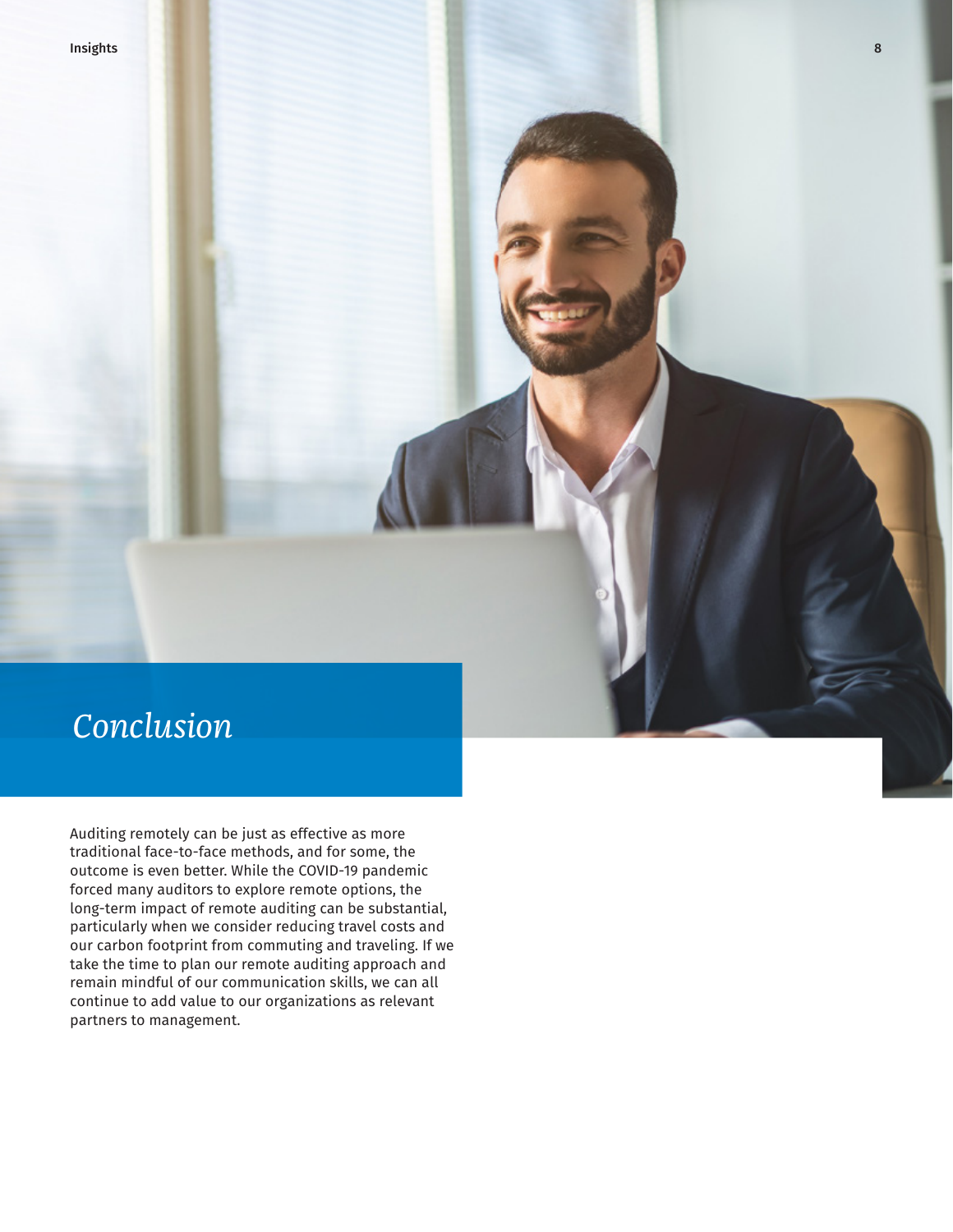# *Conclusion*

Auditing remotely can be just as effective as more traditional face-to-face methods, and for some, the outcome is even better. While the COVID-19 pandemic forced many auditors to explore remote options, the long-term impact of remote auditing can be substantial, particularly when we consider reducing travel costs and our carbon footprint from commuting and traveling. If we take the time to plan our remote auditing approach and remain mindful of our communication skills, we can all continue to add value to our organizations as relevant partners to management.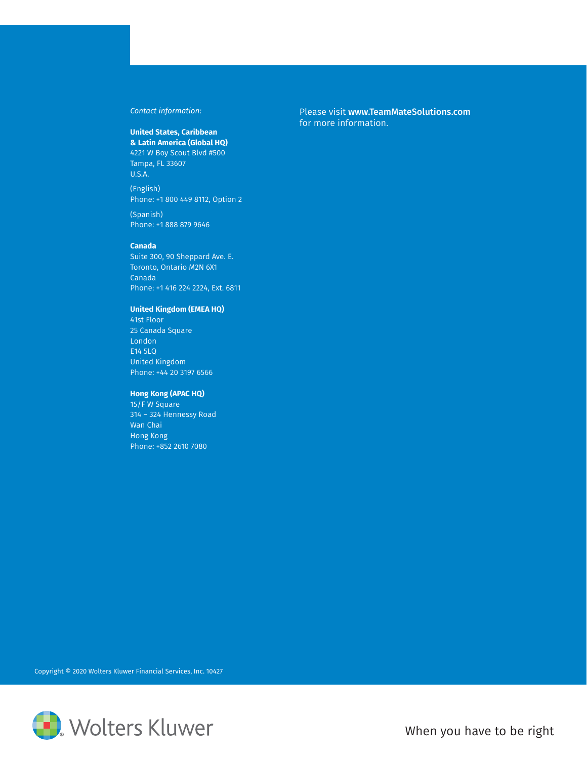*Contact information:*

**United States, Caribbean & Latin America (Global HQ)**
4221 W Boy Scout Blvd #500
Tampa, FL 33607
U.S.A.

(English)
Phone: +1 800 449 8112, Option 2

(Spanish)
Phone: +1 888 879 9646

**Canada**
Suite 300, 90 Sheppard Ave. E.
Toronto, Ontario M2N 6X1
Canada
Phone: +1 416 224 2224, Ext. 6811

**United Kingdom (EMEA HQ)**
41st Floor
25 Canada Square
London
E14 5LQ
United Kingdom
Phone: +44 20 3197 6566

**Hong Kong (APAC HQ)**
15/F W Square
314 – 324 Hennessy Road
Wan Chai
Hong Kong
Phone: +852 2610 7080

Please visit **www.TeamMateSolutions.com** for more information.

Copyright © 2020 Wolters Kluwer Financial Services, Inc. 10427

Wolters Kluwer

When you have to be right